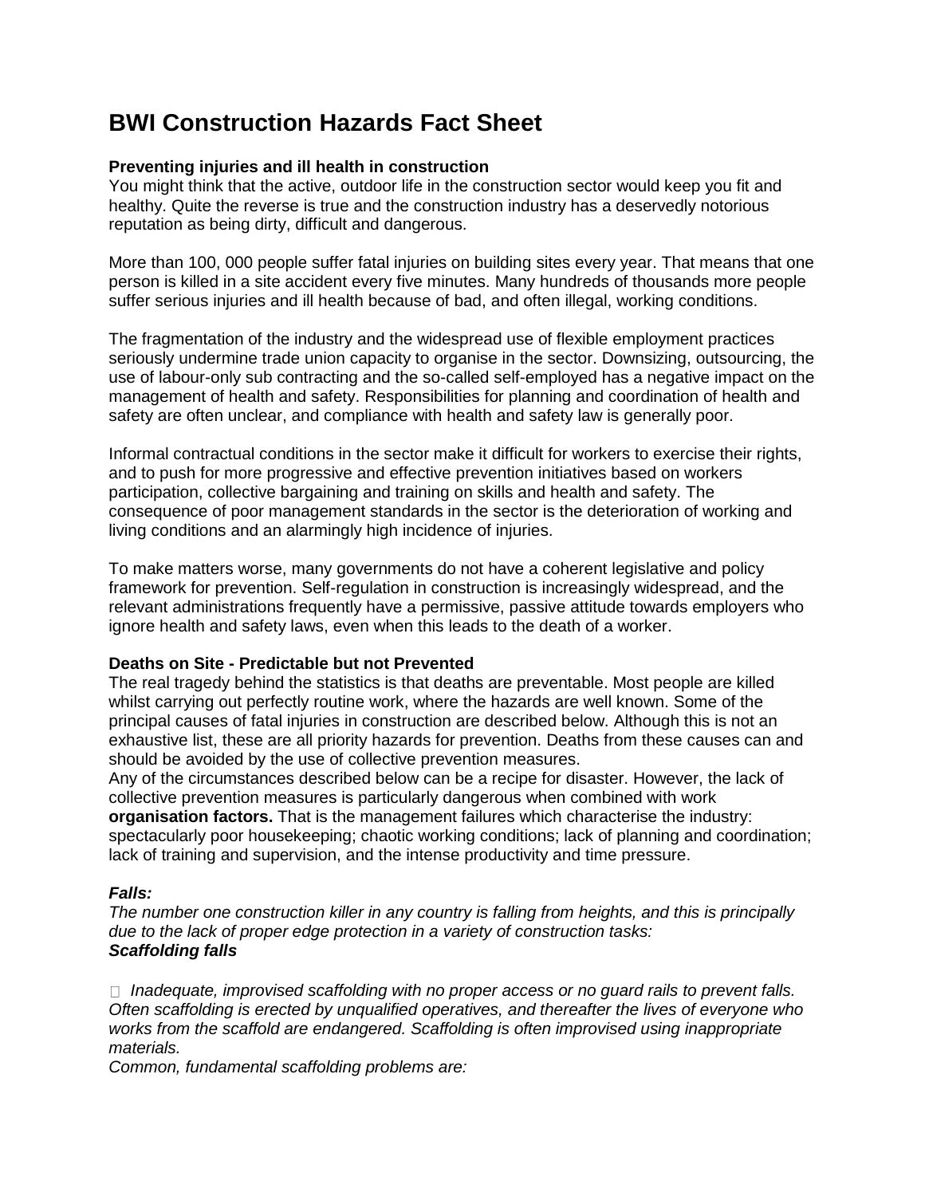# BWI Construction Hazards Fact Sheet

**Preventing injuries and ill health in construction**

You might think that the active, outdoor life in the construction sector would keep you fit and healthy. Quite the reverse is true and the construction industry has a deservedly notorious reputation as being dirty, difficult and dangerous.

More than 100, 000 people suffer fatal injuries on building sites every year. That means that one person is killed in a site accident every five minutes. Many hundreds of thousands more people suffer serious injuries and ill health because of bad, and often illegal, working conditions.

The fragmentation of the industry and the widespread use of flexible employment practices seriously undermine trade union capacity to organise in the sector. Downsizing, outsourcing, the use of labour-only sub contracting and the so-called self-employed has a negative impact on the management of health and safety. Responsibilities for planning and coordination of health and safety are often unclear, and compliance with health and safety law is generally poor.

Informal contractual conditions in the sector make it difficult for workers to exercise their rights, and to push for more progressive and effective prevention initiatives based on workers participation, collective bargaining and training on skills and health and safety. The consequence of poor management standards in the sector is the deterioration of working and living conditions and an alarmingly high incidence of injuries.

To make matters worse, many governments do not have a coherent legislative and policy framework for prevention. Self-regulation in construction is increasingly widespread, and the relevant administrations frequently have a permissive, passive attitude towards employers who ignore health and safety laws, even when this leads to the death of a worker.

**Deaths on Site - Predictable but not Prevented**

The real tragedy behind the statistics is that deaths are preventable. Most people are killed whilst carrying out perfectly routine work, where the hazards are well known. Some of the principal causes of fatal injuries in construction are described below. Although this is not an exhaustive list, these are all priority hazards for prevention. Deaths from these causes can and should be avoided by the use of collective prevention measures.

Any of the circumstances described below can be a recipe for disaster. However, the lack of collective prevention measures is particularly dangerous when combined with work **organisation factors.** That is the management failures which characterise the industry: spectacularly poor housekeeping; chaotic working conditions; lack of planning and coordination; lack of training and supervision, and the intense productivity and time pressure.

***Falls:***

*The number one construction killer in any country is falling from heights, and this is principally due to the lack of proper edge protection in a variety of construction tasks:*

***Scaffolding falls***

- *Inadequate, improvised scaffolding with no proper access or no guard rails to prevent falls. Often scaffolding is erected by unqualified operatives, and thereafter the lives of everyone who works from the scaffold are endangered. Scaffolding is often improvised using inappropriate materials.*

*Common, fundamental scaffolding problems are:*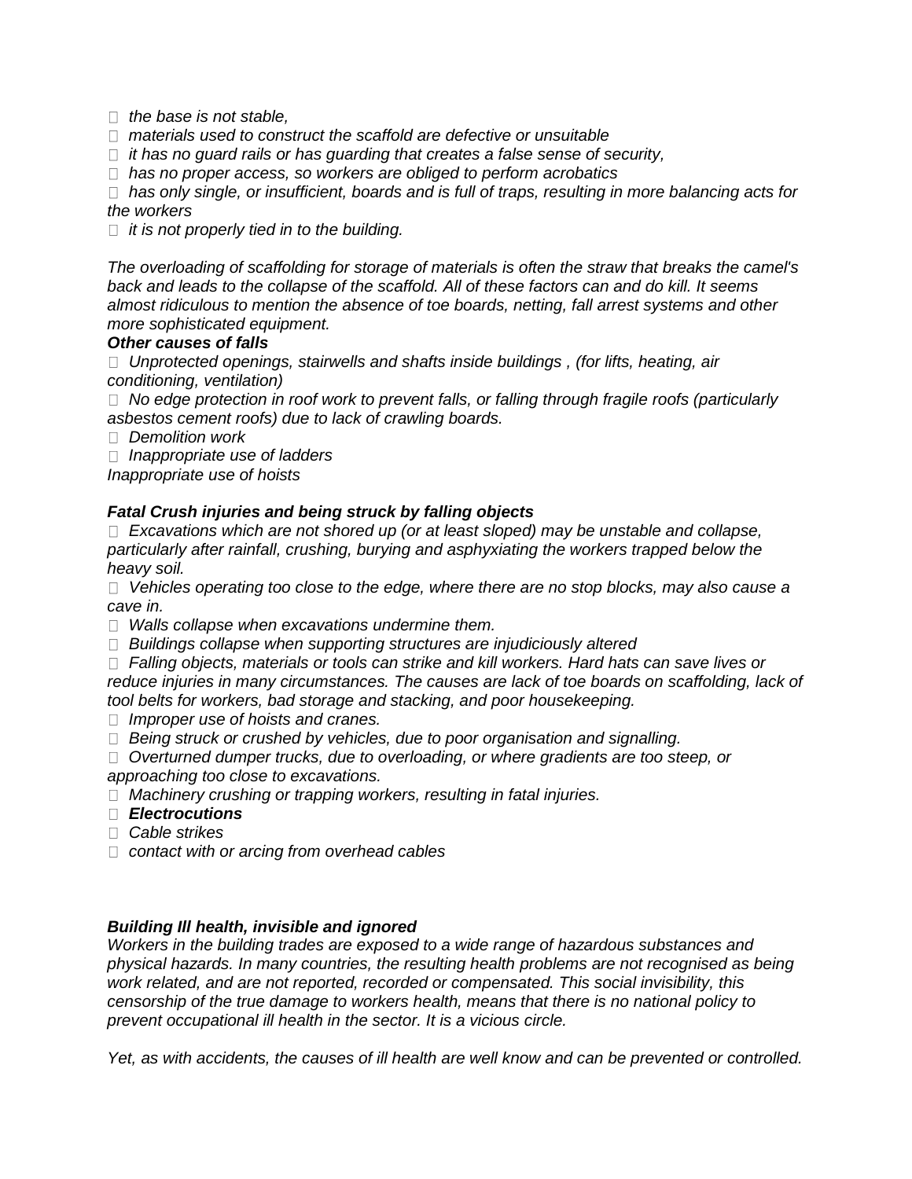- *the base is not stable,*
- *materials used to construct the scaffold are defective or unsuitable*
- *it has no guard rails or has guarding that creates a false sense of security,*
- *has no proper access, so workers are obliged to perform acrobatics*
- *has only single, or insufficient, boards and is full of traps, resulting in more balancing acts for the workers*
- *it is not properly tied in to the building.*

*The overloading of scaffolding for storage of materials is often the straw that breaks the camel's back and leads to the collapse of the scaffold. All of these factors can and do kill. It seems almost ridiculous to mention the absence of toe boards, netting, fall arrest systems and other more sophisticated equipment.*

***Other causes of falls***

- *Unprotected openings, stairwells and shafts inside buildings , (for lifts, heating, air conditioning, ventilation)*
- *No edge protection in roof work to prevent falls, or falling through fragile roofs (particularly asbestos cement roofs) due to lack of crawling boards.*
- *Demolition work*
- *Inappropriate use of ladders*

*Inappropriate use of hoists*

***Fatal Crush injuries and being struck by falling objects***

- *Excavations which are not shored up (or at least sloped) may be unstable and collapse, particularly after rainfall, crushing, burying and asphyxiating the workers trapped below the heavy soil.*
- *Vehicles operating too close to the edge, where there are no stop blocks, may also cause a cave in.*
- *Walls collapse when excavations undermine them.*
- *Buildings collapse when supporting structures are injudiciously altered*
- *Falling objects, materials or tools can strike and kill workers. Hard hats can save lives or reduce injuries in many circumstances. The causes are lack of toe boards on scaffolding, lack of tool belts for workers, bad storage and stacking, and poor housekeeping.*
- *Improper use of hoists and cranes.*
- *Being struck or crushed by vehicles, due to poor organisation and signalling.*
- *Overturned dumper trucks, due to overloading, or where gradients are too steep, or approaching too close to excavations.*
- *Machinery crushing or trapping workers, resulting in fatal injuries.*
- ***Electrocutions***
- *Cable strikes*
- *contact with or arcing from overhead cables*

***Building Ill health, invisible and ignored***

*Workers in the building trades are exposed to a wide range of hazardous substances and physical hazards. In many countries, the resulting health problems are not recognised as being work related, and are not reported, recorded or compensated. This social invisibility, this censorship of the true damage to workers health, means that there is no national policy to prevent occupational ill health in the sector. It is a vicious circle.*

*Yet, as with accidents, the causes of ill health are well know and can be prevented or controlled.*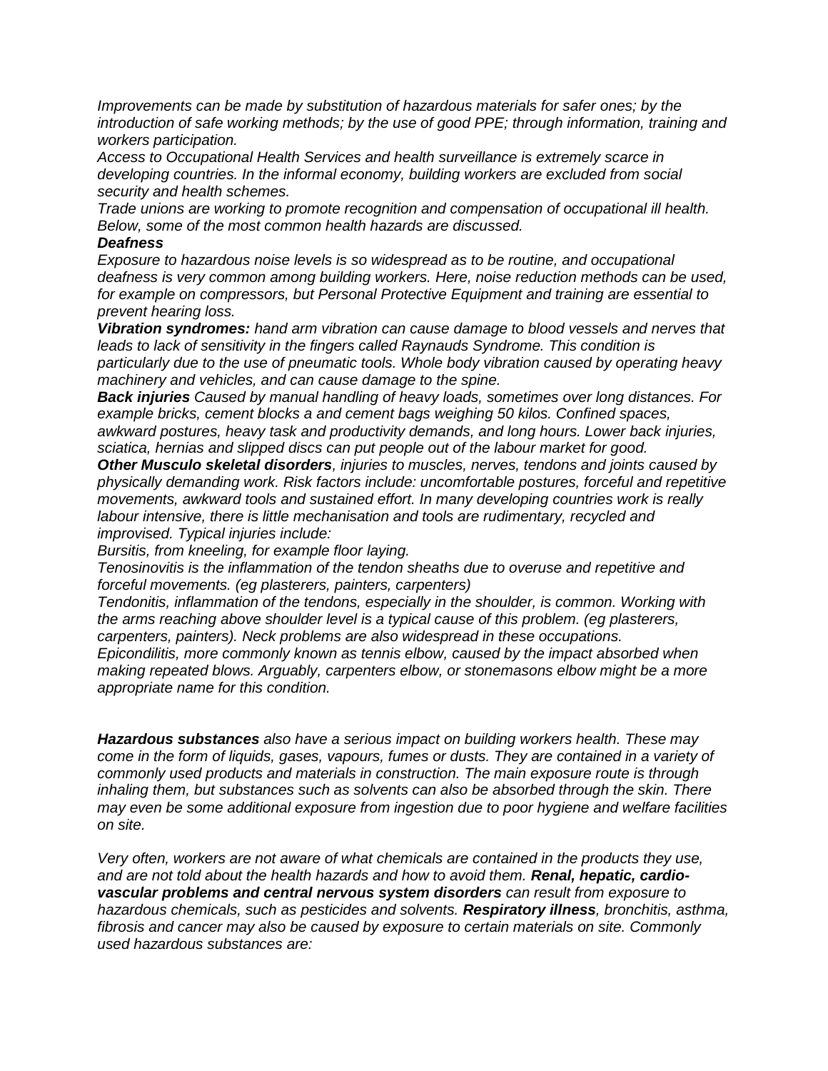*Improvements can be made by substitution of hazardous materials for safer ones; by the introduction of safe working methods; by the use of good PPE; through information, training and workers participation.*

*Access to Occupational Health Services and health surveillance is extremely scarce in developing countries. In the informal economy, building workers are excluded from social security and health schemes.*

*Trade unions are working to promote recognition and compensation of occupational ill health. Below, some of the most common health hazards are discussed.*

***Deafness***

*Exposure to hazardous noise levels is so widespread as to be routine, and occupational deafness is very common among building workers. Here, noise reduction methods can be used, for example on compressors, but Personal Protective Equipment and training are essential to prevent hearing loss.*

***Vibration syndromes:*** *hand arm vibration can cause damage to blood vessels and nerves that leads to lack of sensitivity in the fingers called Raynauds Syndrome. This condition is particularly due to the use of pneumatic tools. Whole body vibration caused by operating heavy machinery and vehicles, and can cause damage to the spine.*

***Back injuries*** *Caused by manual handling of heavy loads, sometimes over long distances. For example bricks, cement blocks a and cement bags weighing 50 kilos. Confined spaces, awkward postures, heavy task and productivity demands, and long hours. Lower back injuries, sciatica, hernias and slipped discs can put people out of the labour market for good.*

***Other Musculo skeletal disorders****, injuries to muscles, nerves, tendons and joints caused by physically demanding work. Risk factors include: uncomfortable postures, forceful and repetitive movements, awkward tools and sustained effort. In many developing countries work is really labour intensive, there is little mechanisation and tools are rudimentary, recycled and improvised. Typical injuries include:*

*Bursitis, from kneeling, for example floor laying.*

*Tenosinovitis is the inflammation of the tendon sheaths due to overuse and repetitive and forceful movements. (eg plasterers, painters, carpenters)*

*Tendonitis, inflammation of the tendons, especially in the shoulder, is common. Working with the arms reaching above shoulder level is a typical cause of this problem. (eg plasterers, carpenters, painters). Neck problems are also widespread in these occupations.*

*Epicondilitis, more commonly known as tennis elbow, caused by the impact absorbed when making repeated blows. Arguably, carpenters elbow, or stonemasons elbow might be a more appropriate name for this condition.*

***Hazardous substances*** *also have a serious impact on building workers health. These may come in the form of liquids, gases, vapours, fumes or dusts. They are contained in a variety of commonly used products and materials in construction. The main exposure route is through inhaling them, but substances such as solvents can also be absorbed through the skin. There may even be some additional exposure from ingestion due to poor hygiene and welfare facilities on site.*

*Very often, workers are not aware of what chemicals are contained in the products they use, and are not told about the health hazards and how to avoid them.* ***Renal, hepatic, cardio-vascular problems and central nervous system disorders*** *can result from exposure to hazardous chemicals, such as pesticides and solvents.* ***Respiratory illness****, bronchitis, asthma, fibrosis and cancer may also be caused by exposure to certain materials on site. Commonly used hazardous substances are:*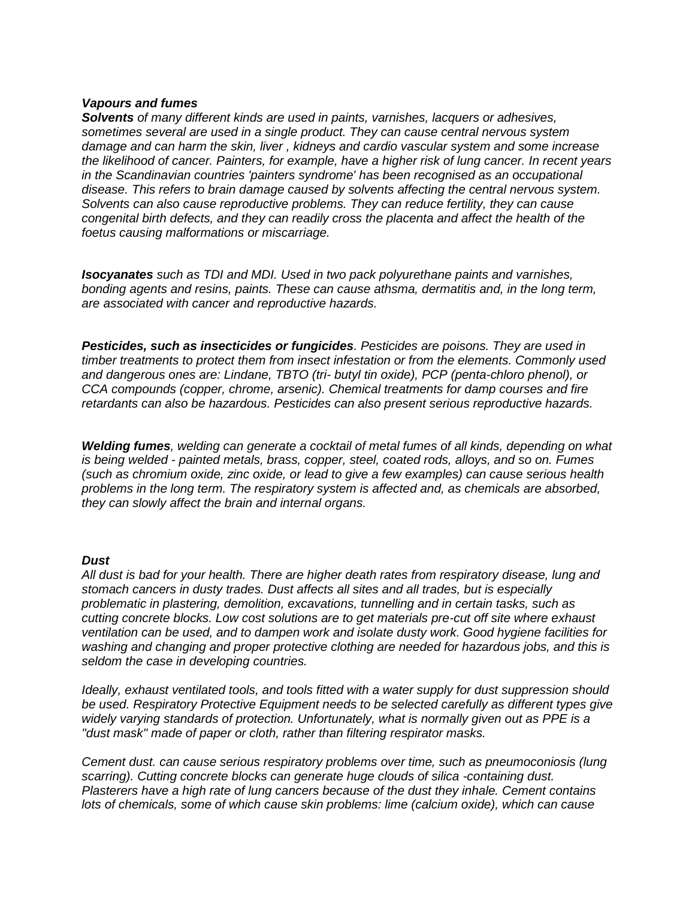***Vapours and fumes***

***Solvents*** *of many different kinds are used in paints, varnishes, lacquers or adhesives, sometimes several are used in a single product. They can cause central nervous system damage and can harm the skin, liver , kidneys and cardio vascular system and some increase the likelihood of cancer. Painters, for example, have a higher risk of lung cancer. In recent years in the Scandinavian countries 'painters syndrome' has been recognised as an occupational disease. This refers to brain damage caused by solvents affecting the central nervous system. Solvents can also cause reproductive problems. They can reduce fertility, they can cause congenital birth defects, and they can readily cross the placenta and affect the health of the foetus causing malformations or miscarriage.*

***Isocyanates*** *such as TDI and MDI. Used in two pack polyurethane paints and varnishes, bonding agents and resins, paints. These can cause athsma, dermatitis and, in the long term, are associated with cancer and reproductive hazards.*

***Pesticides, such as insecticides or fungicides****. Pesticides are poisons. They are used in timber treatments to protect them from insect infestation or from the elements. Commonly used and dangerous ones are: Lindane, TBTO (tri- butyl tin oxide), PCP (penta-chloro phenol), or CCA compounds (copper, chrome, arsenic). Chemical treatments for damp courses and fire retardants can also be hazardous. Pesticides can also present serious reproductive hazards.*

***Welding fumes****, welding can generate a cocktail of metal fumes of all kinds, depending on what is being welded - painted metals, brass, copper, steel, coated rods, alloys, and so on. Fumes (such as chromium oxide, zinc oxide, or lead to give a few examples) can cause serious health problems in the long term. The respiratory system is affected and, as chemicals are absorbed, they can slowly affect the brain and internal organs.*

***Dust***

*All dust is bad for your health. There are higher death rates from respiratory disease, lung and stomach cancers in dusty trades. Dust affects all sites and all trades, but is especially problematic in plastering, demolition, excavations, tunnelling and in certain tasks, such as cutting concrete blocks. Low cost solutions are to get materials pre-cut off site where exhaust ventilation can be used, and to dampen work and isolate dusty work. Good hygiene facilities for washing and changing and proper protective clothing are needed for hazardous jobs, and this is seldom the case in developing countries.*

*Ideally, exhaust ventilated tools, and tools fitted with a water supply for dust suppression should be used. Respiratory Protective Equipment needs to be selected carefully as different types give widely varying standards of protection. Unfortunately, what is normally given out as PPE is a "dust mask" made of paper or cloth, rather than filtering respirator masks.*

*Cement dust. can cause serious respiratory problems over time, such as pneumoconiosis (lung scarring). Cutting concrete blocks can generate huge clouds of silica -containing dust. Plasterers have a high rate of lung cancers because of the dust they inhale. Cement contains lots of chemicals, some of which cause skin problems: lime (calcium oxide), which can cause*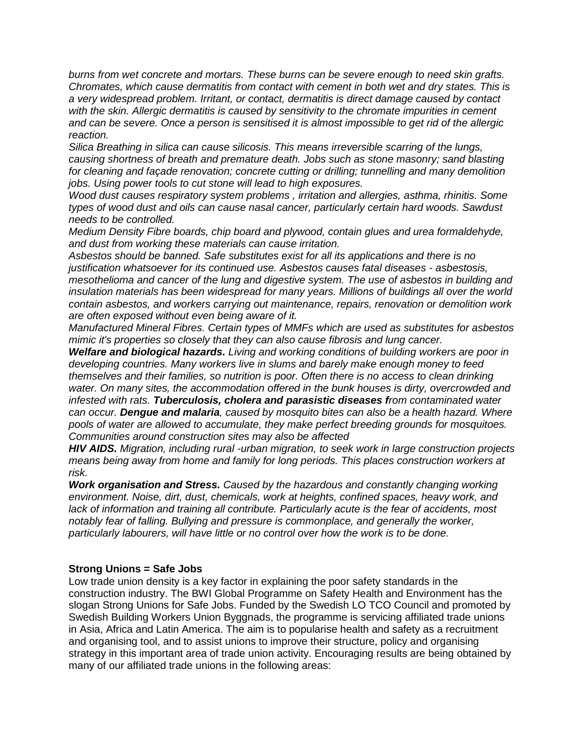*burns from wet concrete and mortars. These burns can be severe enough to need skin grafts. Chromates, which cause dermatitis from contact with cement in both wet and dry states. This is a very widespread problem. Irritant, or contact, dermatitis is direct damage caused by contact with the skin. Allergic dermatitis is caused by sensitivity to the chromate impurities in cement and can be severe. Once a person is sensitised it is almost impossible to get rid of the allergic reaction.*

*Silica Breathing in silica can cause silicosis. This means irreversible scarring of the lungs, causing shortness of breath and premature death. Jobs such as stone masonry; sand blasting for cleaning and façade renovation; concrete cutting or drilling; tunnelling and many demolition jobs. Using power tools to cut stone will lead to high exposures.*

*Wood dust causes respiratory system problems , irritation and allergies, asthma, rhinitis. Some types of wood dust and oils can cause nasal cancer, particularly certain hard woods. Sawdust needs to be controlled.*

*Medium Density Fibre boards, chip board and plywood, contain glues and urea formaldehyde, and dust from working these materials can cause irritation.*

*Asbestos should be banned. Safe substitutes exist for all its applications and there is no justification whatsoever for its continued use. Asbestos causes fatal diseases - asbestosis, mesothelioma and cancer of the lung and digestive system. The use of asbestos in building and insulation materials has been widespread for many years. Millions of buildings all over the world contain asbestos, and workers carrying out maintenance, repairs, renovation or demolition work are often exposed without even being aware of it.*

*Manufactured Mineral Fibres. Certain types of MMFs which are used as substitutes for asbestos mimic it's properties so closely that they can also cause fibrosis and lung cancer.*

***Welfare and biological hazards.*** *Living and working conditions of building workers are poor in developing countries. Many workers live in slums and barely make enough money to feed themselves and their families, so nutrition is poor. Often there is no access to clean drinking water. On many sites, the accommodation offered in the bunk houses is dirty, overcrowded and infested with rats.* ***Tuberculosis, cholera and parasistic diseases f****rom contaminated water can occur.* ***Dengue and malaria****, caused by mosquito bites can also be a health hazard. Where pools of water are allowed to accumulate, they make perfect breeding grounds for mosquitoes. Communities around construction sites may also be affected*

***HIV AIDS.*** *Migration, including rural -urban migration, to seek work in large construction projects means being away from home and family for long periods. This places construction workers at risk.*

***Work organisation and Stress.*** *Caused by the hazardous and constantly changing working environment. Noise, dirt, dust, chemicals, work at heights, confined spaces, heavy work, and lack of information and training all contribute. Particularly acute is the fear of accidents, most notably fear of falling. Bullying and pressure is commonplace, and generally the worker, particularly labourers, will have little or no control over how the work is to be done.*

**Strong Unions = Safe Jobs**

Low trade union density is a key factor in explaining the poor safety standards in the construction industry. The BWI Global Programme on Safety Health and Environment has the slogan Strong Unions for Safe Jobs. Funded by the Swedish LO TCO Council and promoted by Swedish Building Workers Union Byggnads, the programme is servicing affiliated trade unions in Asia, Africa and Latin America. The aim is to popularise health and safety as a recruitment and organising tool, and to assist unions to improve their structure, policy and organising strategy in this important area of trade union activity. Encouraging results are being obtained by many of our affiliated trade unions in the following areas: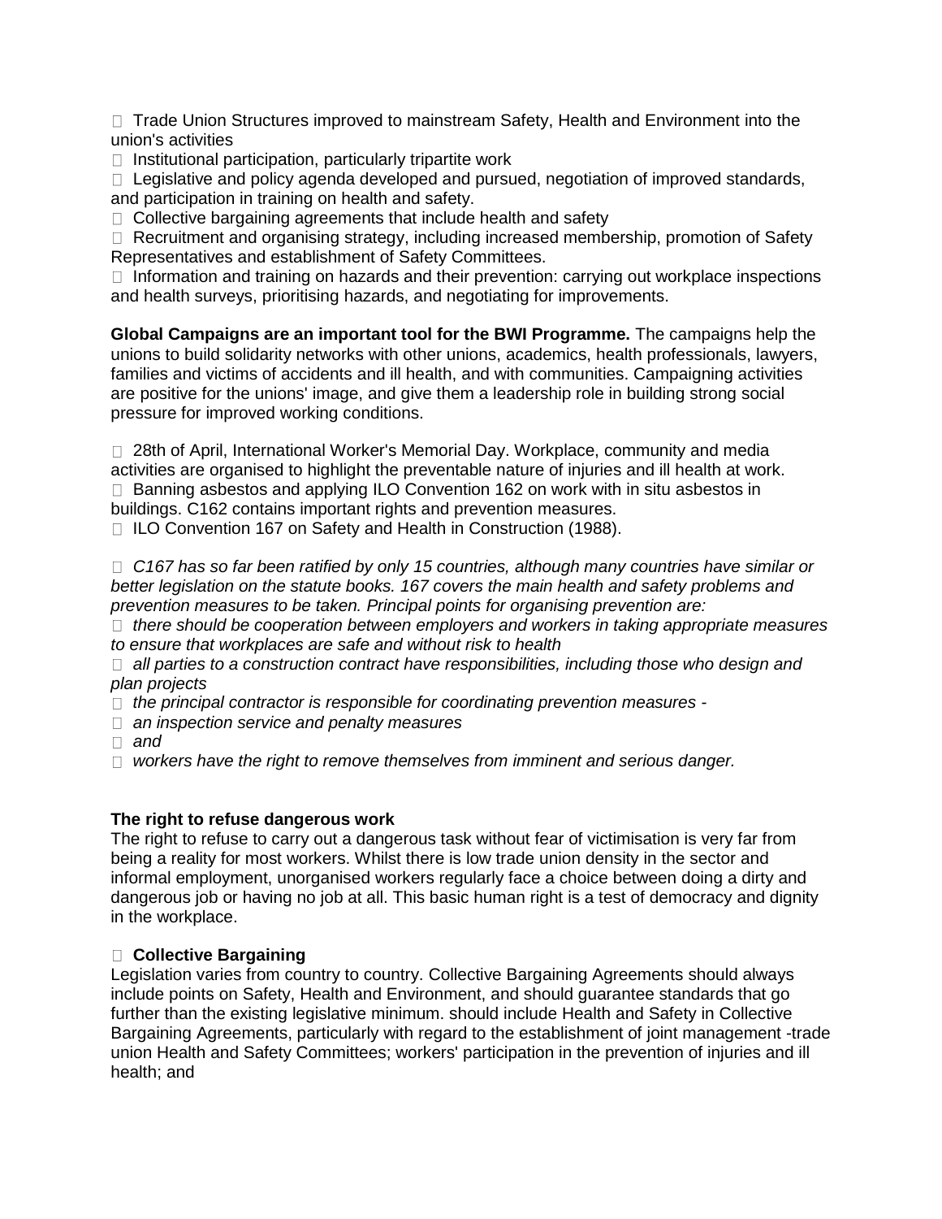- Trade Union Structures improved to mainstream Safety, Health and Environment into the union's activities
- Institutional participation, particularly tripartite work
- Legislative and policy agenda developed and pursued, negotiation of improved standards, and participation in training on health and safety.
- Collective bargaining agreements that include health and safety
- Recruitment and organising strategy, including increased membership, promotion of Safety Representatives and establishment of Safety Committees.
- Information and training on hazards and their prevention: carrying out workplace inspections and health surveys, prioritising hazards, and negotiating for improvements.

**Global Campaigns are an important tool for the BWI Programme.** The campaigns help the unions to build solidarity networks with other unions, academics, health professionals, lawyers, families and victims of accidents and ill health, and with communities. Campaigning activities are positive for the unions' image, and give them a leadership role in building strong social pressure for improved working conditions.

- 28th of April, International Worker's Memorial Day. Workplace, community and media activities are organised to highlight the preventable nature of injuries and ill health at work.
- Banning asbestos and applying ILO Convention 162 on work with in situ asbestos in buildings. C162 contains important rights and prevention measures.
- ILO Convention 167 on Safety and Health in Construction (1988).

- *C167 has so far been ratified by only 15 countries, although many countries have similar or better legislation on the statute books. 167 covers the main health and safety problems and prevention measures to be taken. Principal points for organising prevention are:*
- *there should be cooperation between employers and workers in taking appropriate measures to ensure that workplaces are safe and without risk to health*
- *all parties to a construction contract have responsibilities, including those who design and plan projects*
- *the principal contractor is responsible for coordinating prevention measures -*
- *an inspection service and penalty measures*
- *and*
- *workers have the right to remove themselves from imminent and serious danger.*

**The right to refuse dangerous work**

The right to refuse to carry out a dangerous task without fear of victimisation is very far from being a reality for most workers. Whilst there is low trade union density in the sector and informal employment, unorganised workers regularly face a choice between doing a dirty and dangerous job or having no job at all. This basic human right is a test of democracy and dignity in the workplace.

- **Collective Bargaining**

Legislation varies from country to country. Collective Bargaining Agreements should always include points on Safety, Health and Environment, and should guarantee standards that go further than the existing legislative minimum. should include Health and Safety in Collective Bargaining Agreements, particularly with regard to the establishment of joint management -trade union Health and Safety Committees; workers' participation in the prevention of injuries and ill health; and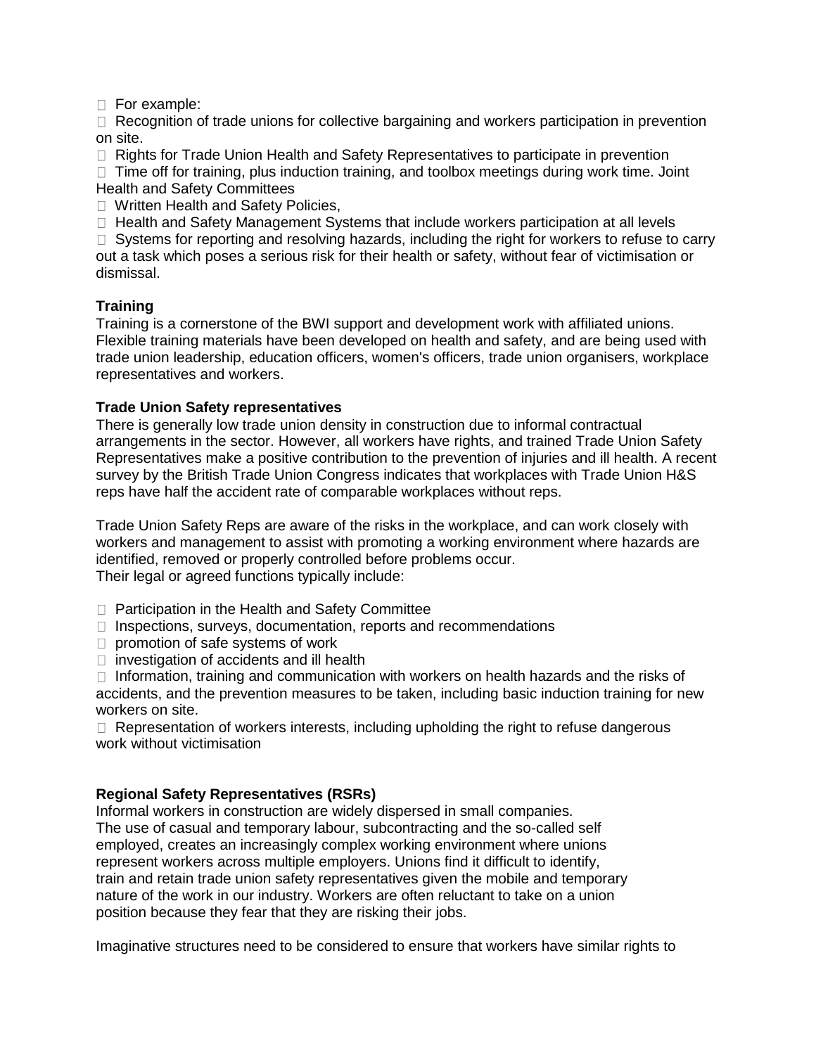- For example:
- Recognition of trade unions for collective bargaining and workers participation in prevention on site.
- Rights for Trade Union Health and Safety Representatives to participate in prevention
- Time off for training, plus induction training, and toolbox meetings during work time. Joint Health and Safety Committees
- Written Health and Safety Policies,
- Health and Safety Management Systems that include workers participation at all levels
- Systems for reporting and resolving hazards, including the right for workers to refuse to carry out a task which poses a serious risk for their health or safety, without fear of victimisation or dismissal.

**Training**

Training is a cornerstone of the BWI support and development work with affiliated unions. Flexible training materials have been developed on health and safety, and are being used with trade union leadership, education officers, women's officers, trade union organisers, workplace representatives and workers.

**Trade Union Safety representatives**

There is generally low trade union density in construction due to informal contractual arrangements in the sector. However, all workers have rights, and trained Trade Union Safety Representatives make a positive contribution to the prevention of injuries and ill health. A recent survey by the British Trade Union Congress indicates that workplaces with Trade Union H&S reps have half the accident rate of comparable workplaces without reps.

Trade Union Safety Reps are aware of the risks in the workplace, and can work closely with workers and management to assist with promoting a working environment where hazards are identified, removed or properly controlled before problems occur.
Their legal or agreed functions typically include:

- Participation in the Health and Safety Committee
- Inspections, surveys, documentation, reports and recommendations
- promotion of safe systems of work
- investigation of accidents and ill health
- Information, training and communication with workers on health hazards and the risks of accidents, and the prevention measures to be taken, including basic induction training for new workers on site.
- Representation of workers interests, including upholding the right to refuse dangerous work without victimisation

**Regional Safety Representatives (RSRs)**

Informal workers in construction are widely dispersed in small companies.
The use of casual and temporary labour, subcontracting and the so-called self employed, creates an increasingly complex working environment where unions represent workers across multiple employers. Unions find it difficult to identify, train and retain trade union safety representatives given the mobile and temporary nature of the work in our industry. Workers are often reluctant to take on a union position because they fear that they are risking their jobs.

Imaginative structures need to be considered to ensure that workers have similar rights to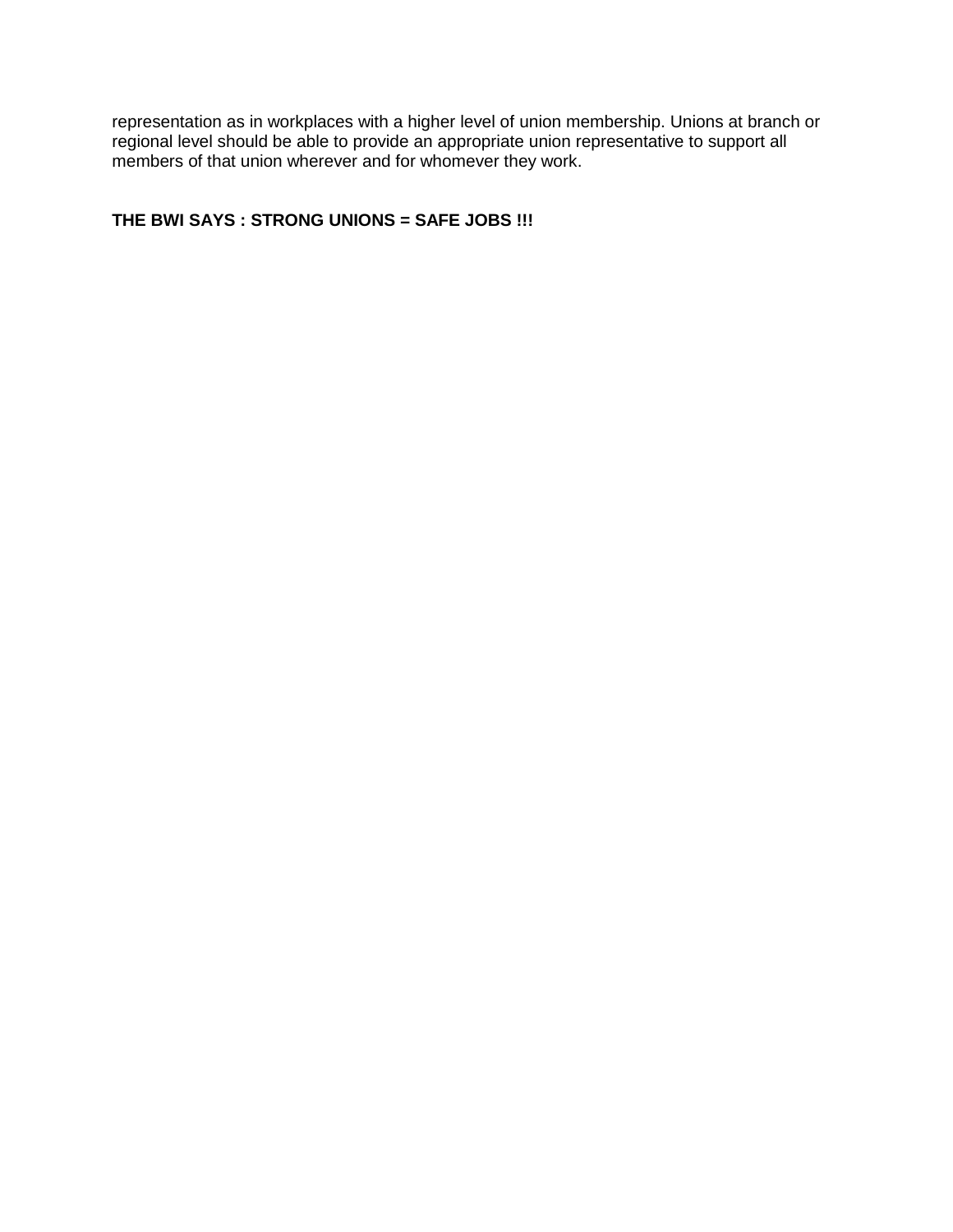representation as in workplaces with a higher level of union membership. Unions at branch or regional level should be able to provide an appropriate union representative to support all members of that union wherever and for whomever they work.

**THE BWI SAYS : STRONG UNIONS = SAFE JOBS !!!**